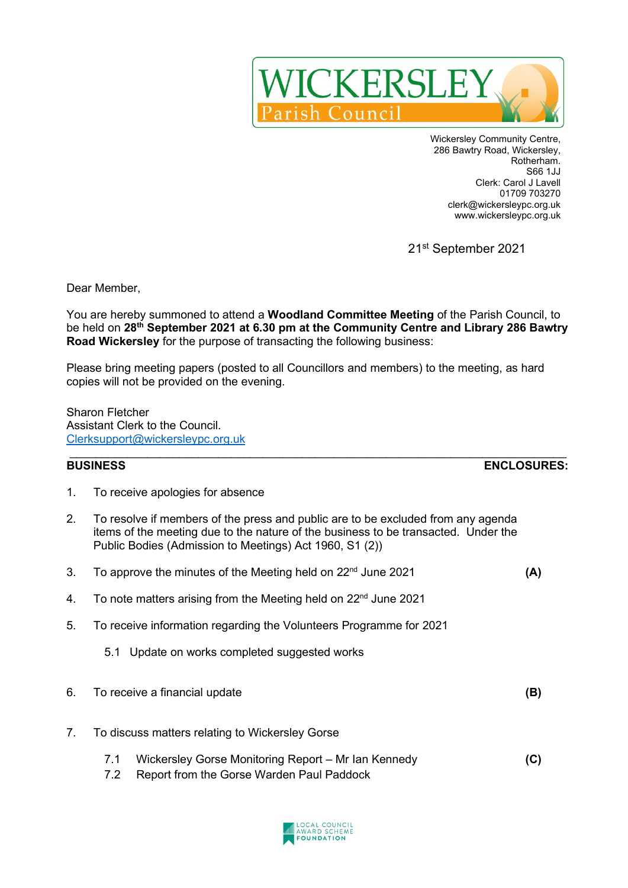# WICKERSLEY
## Parish Council

Wickersley Community Centre,
286 Bawtry Road, Wickersley,
Rotherham.
S66 1JJ
Clerk: Carol J Lavell
01709 703270
clerk@wickersleypc.org.uk
www.wickersleypc.org.uk

21st September 2021

Dear Member,

You are hereby summoned to attend a **Woodland Committee Meeting** of the Parish Council, to be held on **28th September 2021 at 6.30 pm at the Community Centre and Library 286 Bawtry Road Wickersley** for the purpose of transacting the following business:

Please bring meeting papers (posted to all Councillors and members) to the meeting, as hard copies will not be provided on the evening.

Sharon Fletcher
Assistant Clerk to the Council.
Clerksupport@wickersleypc.org.uk

---

| **BUSINESS** | **ENCLOSURES:** |
|---|---|
| 1. To receive apologies for absence | |
| 2. To resolve if members of the press and public are to be excluded from any agenda items of the meeting due to the nature of the business to be transacted. Under the Public Bodies (Admission to Meetings) Act 1960, S1 (2)) | |
| 3. To approve the minutes of the Meeting held on 22nd June 2021 | **(A)** |
| 4. To note matters arising from the Meeting held on 22nd June 2021 | |
| 5. To receive information regarding the Volunteers Programme for 2021 | |
| 5.1 Update on works completed suggested works | |
| 6. To receive a financial update | **(B)** |
| 7. To discuss matters relating to Wickersley Gorse | |
| 7.1 Wickersley Gorse Monitoring Report – Mr Ian Kennedy | **(C)** |
| 7.2 Report from the Gorse Warden Paul Paddock | |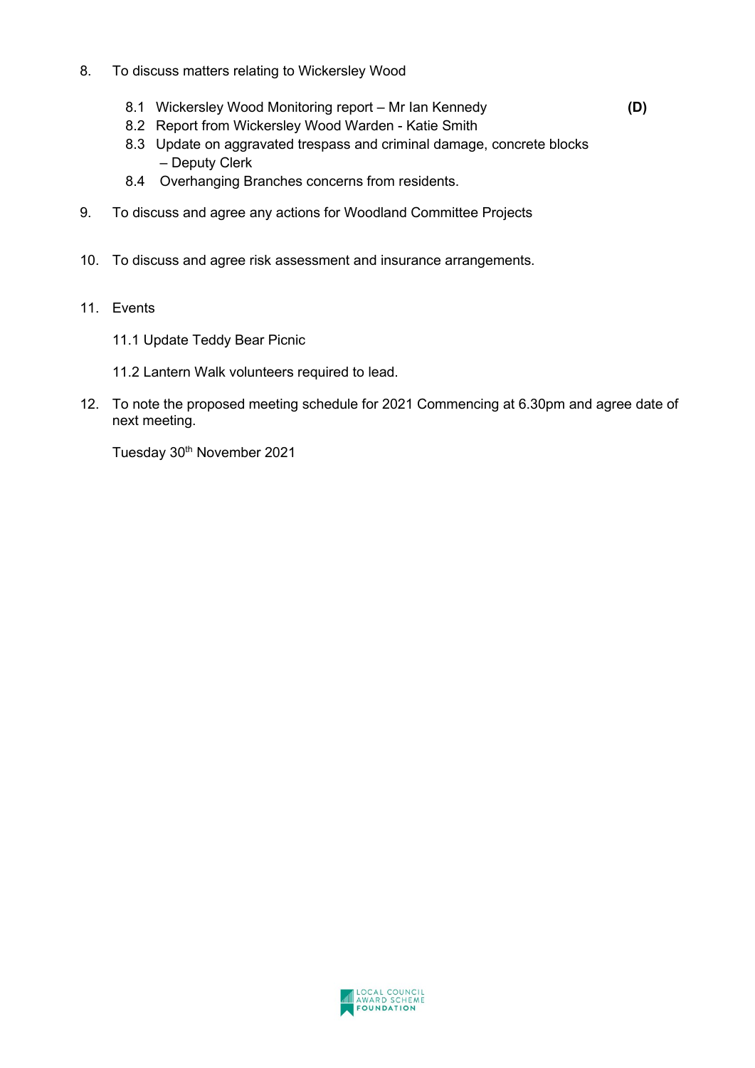8. To discuss matters relating to Wickersley Wood

   8.1 Wickersley Wood Monitoring report – Mr Ian Kennedy **(D)**
   8.2 Report from Wickersley Wood Warden - Katie Smith
   8.3 Update on aggravated trespass and criminal damage, concrete blocks – Deputy Clerk
   8.4 Overhanging Branches concerns from residents.

9. To discuss and agree any actions for Woodland Committee Projects

10. To discuss and agree risk assessment and insurance arrangements.

11. Events

    11.1 Update Teddy Bear Picnic

    11.2 Lantern Walk volunteers required to lead.

12. To note the proposed meeting schedule for 2021 Commencing at 6.30pm and agree date of next meeting.

    Tuesday 30th November 2021

LOCAL COUNCIL AWARD SCHEME FOUNDATION